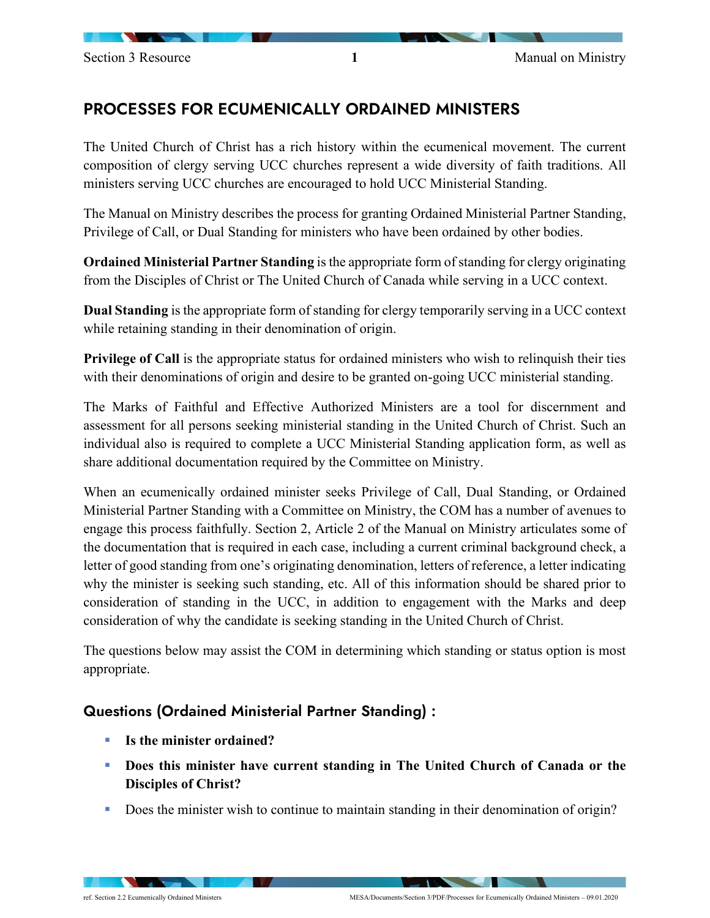## PROCESSES FOR ECUMENICALLY ORDAINED MINISTERS

The United Church of Christ has a rich history within the ecumenical movement. The current composition of clergy serving UCC churches represent a wide diversity of faith traditions. All ministers serving UCC churches are encouraged to hold UCC Ministerial Standing.

The Manual on Ministry describes the process for granting Ordained Ministerial Partner Standing, Privilege of Call, or Dual Standing for ministers who have been ordained by other bodies.

**Ordained Ministerial Partner Standing** is the appropriate form of standing for clergy originating from the Disciples of Christ or The United Church of Canada while serving in a UCC context.

**Dual Standing** is the appropriate form of standing for clergy temporarily serving in a UCC context while retaining standing in their denomination of origin.

**Privilege of Call** is the appropriate status for ordained ministers who wish to relinquish their ties with their denominations of origin and desire to be granted on-going UCC ministerial standing.

The Marks of Faithful and Effective Authorized Ministers are a tool for discernment and assessment for all persons seeking ministerial standing in the United Church of Christ. Such an individual also is required to complete a UCC Ministerial Standing application form, as well as share additional documentation required by the Committee on Ministry.

When an ecumenically ordained minister seeks Privilege of Call, Dual Standing, or Ordained Ministerial Partner Standing with a Committee on Ministry, the COM has a number of avenues to engage this process faithfully. Section 2, Article 2 of the Manual on Ministry articulates some of the documentation that is required in each case, including a current criminal background check, a letter of good standing from one's originating denomination, letters of reference, a letter indicating why the minister is seeking such standing, etc. All of this information should be shared prior to consideration of standing in the UCC, in addition to engagement with the Marks and deep consideration of why the candidate is seeking standing in the United Church of Christ.

The questions below may assist the COM in determining which standing or status option is most appropriate.

### Questions (Ordained Ministerial Partner Standing) :

- **Is the minister ordained?**
- **Does this minister have current standing in The United Church of Canada or the Disciples of Christ?**
- Does the minister wish to continue to maintain standing in their denomination of origin?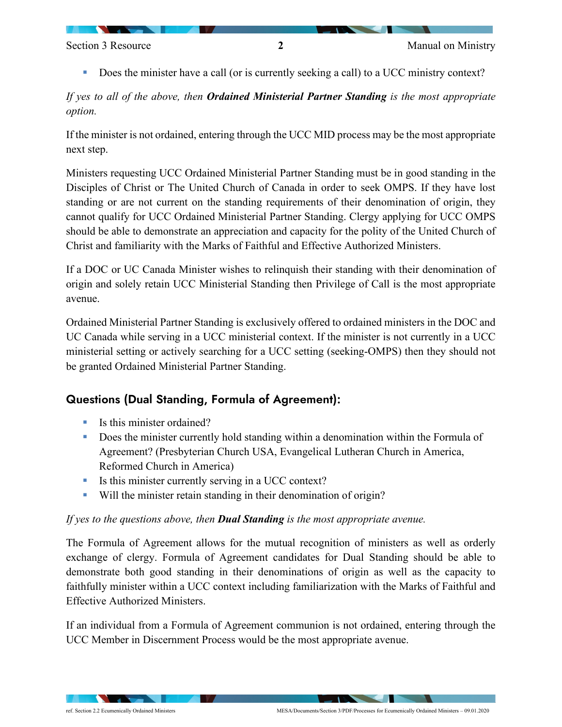- Does the minister have a call (or is currently seeking a call) to a UCC ministry context?

*If yes to all of the above, then **Ordained Ministerial Partner Standing** is the most appropriate option.*

If the minister is not ordained, entering through the UCC MID process may be the most appropriate next step.

Ministers requesting UCC Ordained Ministerial Partner Standing must be in good standing in the Disciples of Christ or The United Church of Canada in order to seek OMPS. If they have lost standing or are not current on the standing requirements of their denomination of origin, they cannot qualify for UCC Ordained Ministerial Partner Standing. Clergy applying for UCC OMPS should be able to demonstrate an appreciation and capacity for the polity of the United Church of Christ and familiarity with the Marks of Faithful and Effective Authorized Ministers.

If a DOC or UC Canada Minister wishes to relinquish their standing with their denomination of origin and solely retain UCC Ministerial Standing then Privilege of Call is the most appropriate avenue.

Ordained Ministerial Partner Standing is exclusively offered to ordained ministers in the DOC and UC Canada while serving in a UCC ministerial context. If the minister is not currently in a UCC ministerial setting or actively searching for a UCC setting (seeking-OMPS) then they should not be granted Ordained Ministerial Partner Standing.

## Questions (Dual Standing, Formula of Agreement):

- Is this minister ordained?
- Does the minister currently hold standing within a denomination within the Formula of Agreement? (Presbyterian Church USA, Evangelical Lutheran Church in America, Reformed Church in America)
- Is this minister currently serving in a UCC context?
- Will the minister retain standing in their denomination of origin?

*If yes to the questions above, then **Dual Standing** is the most appropriate avenue.*

The Formula of Agreement allows for the mutual recognition of ministers as well as orderly exchange of clergy. Formula of Agreement candidates for Dual Standing should be able to demonstrate both good standing in their denominations of origin as well as the capacity to faithfully minister within a UCC context including familiarization with the Marks of Faithful and Effective Authorized Ministers.

If an individual from a Formula of Agreement communion is not ordained, entering through the UCC Member in Discernment Process would be the most appropriate avenue.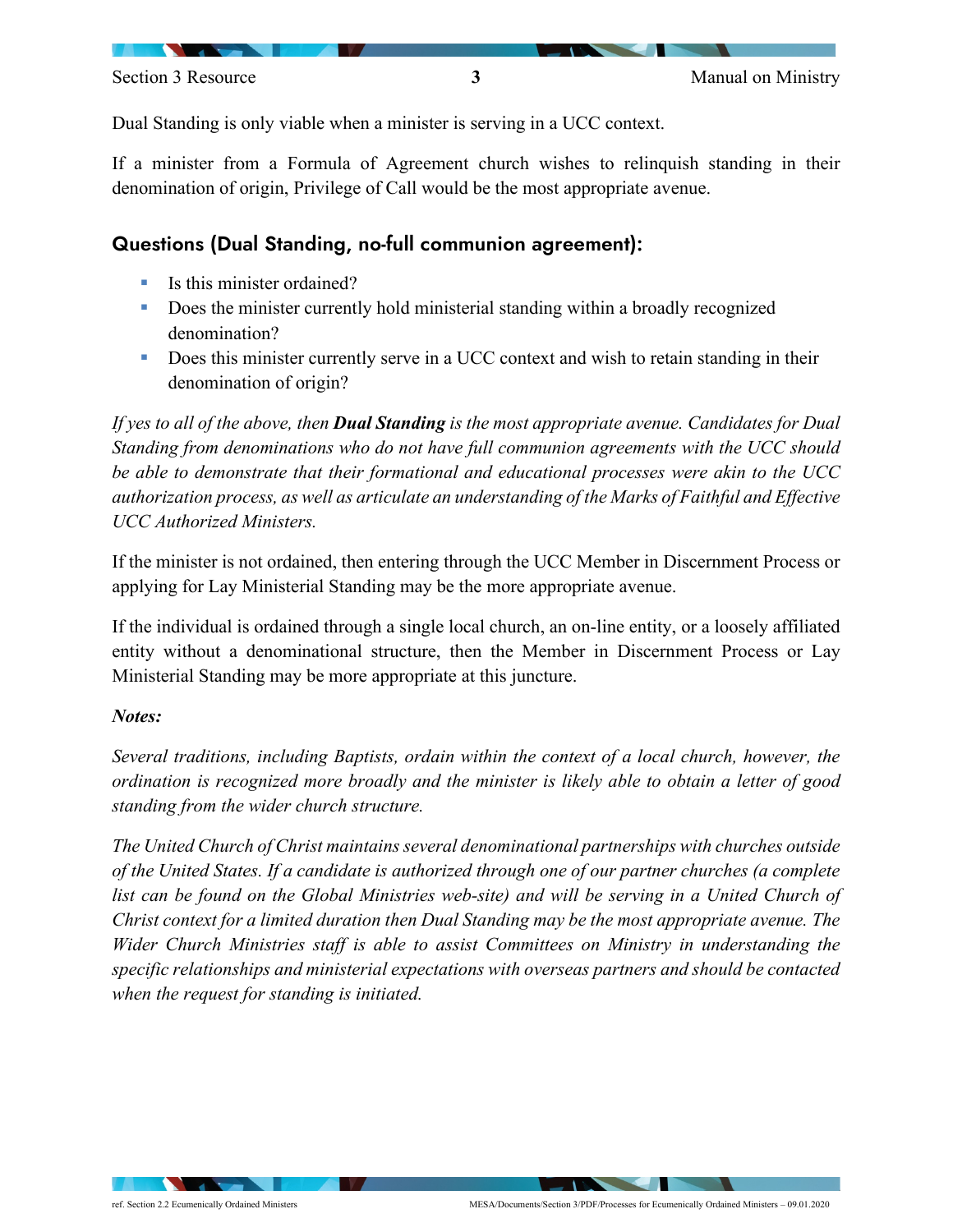Dual Standing is only viable when a minister is serving in a UCC context.

If a minister from a Formula of Agreement church wishes to relinquish standing in their denomination of origin, Privilege of Call would be the most appropriate avenue.

## Questions (Dual Standing, no-full communion agreement):

- Is this minister ordained?
- Does the minister currently hold ministerial standing within a broadly recognized denomination?
- Does this minister currently serve in a UCC context and wish to retain standing in their denomination of origin?

*If yes to all of the above, then **Dual Standing** is the most appropriate avenue. Candidates for Dual Standing from denominations who do not have full communion agreements with the UCC should be able to demonstrate that their formational and educational processes were akin to the UCC authorization process, as well as articulate an understanding of the Marks of Faithful and Effective UCC Authorized Ministers.*

If the minister is not ordained, then entering through the UCC Member in Discernment Process or applying for Lay Ministerial Standing may be the more appropriate avenue.

If the individual is ordained through a single local church, an on-line entity, or a loosely affiliated entity without a denominational structure, then the Member in Discernment Process or Lay Ministerial Standing may be more appropriate at this juncture.

***Notes:***

*Several traditions, including Baptists, ordain within the context of a local church, however, the ordination is recognized more broadly and the minister is likely able to obtain a letter of good standing from the wider church structure.*

*The United Church of Christ maintains several denominational partnerships with churches outside of the United States. If a candidate is authorized through one of our partner churches (a complete list can be found on the Global Ministries web-site) and will be serving in a United Church of Christ context for a limited duration then Dual Standing may be the most appropriate avenue. The Wider Church Ministries staff is able to assist Committees on Ministry in understanding the specific relationships and ministerial expectations with overseas partners and should be contacted when the request for standing is initiated.*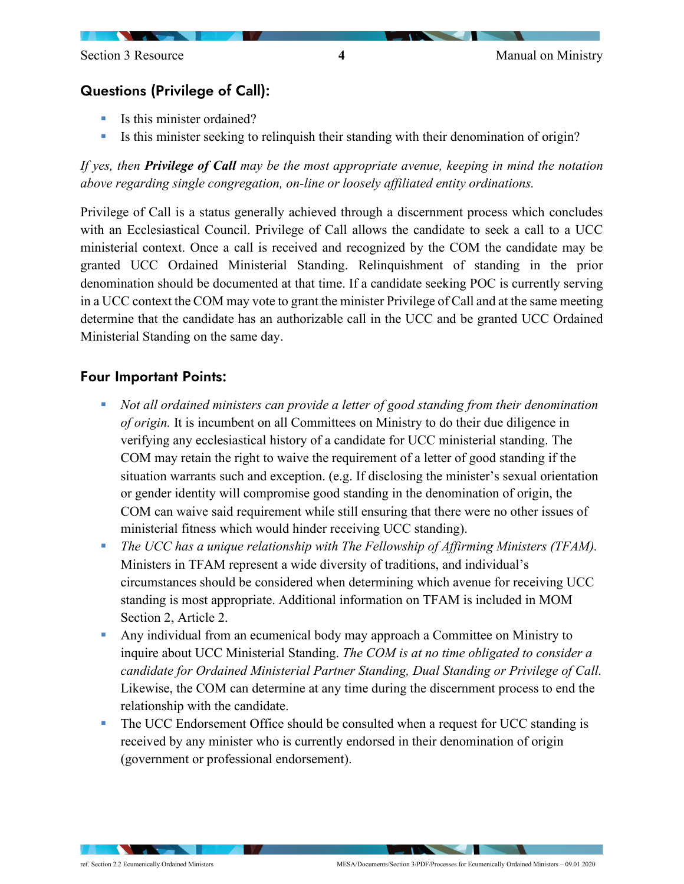## Questions (Privilege of Call):

- Is this minister ordained?
- Is this minister seeking to relinquish their standing with their denomination of origin?

*If yes, then **Privilege of Call** may be the most appropriate avenue, keeping in mind the notation above regarding single congregation, on-line or loosely affiliated entity ordinations.*

Privilege of Call is a status generally achieved through a discernment process which concludes with an Ecclesiastical Council. Privilege of Call allows the candidate to seek a call to a UCC ministerial context. Once a call is received and recognized by the COM the candidate may be granted UCC Ordained Ministerial Standing. Relinquishment of standing in the prior denomination should be documented at that time. If a candidate seeking POC is currently serving in a UCC context the COM may vote to grant the minister Privilege of Call and at the same meeting determine that the candidate has an authorizable call in the UCC and be granted UCC Ordained Ministerial Standing on the same day.

## Four Important Points:

- *Not all ordained ministers can provide a letter of good standing from their denomination of origin.* It is incumbent on all Committees on Ministry to do their due diligence in verifying any ecclesiastical history of a candidate for UCC ministerial standing. The COM may retain the right to waive the requirement of a letter of good standing if the situation warrants such and exception. (e.g. If disclosing the minister's sexual orientation or gender identity will compromise good standing in the denomination of origin, the COM can waive said requirement while still ensuring that there were no other issues of ministerial fitness which would hinder receiving UCC standing).
- *The UCC has a unique relationship with The Fellowship of Affirming Ministers (TFAM).* Ministers in TFAM represent a wide diversity of traditions, and individual's circumstances should be considered when determining which avenue for receiving UCC standing is most appropriate. Additional information on TFAM is included in MOM Section 2, Article 2.
- Any individual from an ecumenical body may approach a Committee on Ministry to inquire about UCC Ministerial Standing. *The COM is at no time obligated to consider a candidate for Ordained Ministerial Partner Standing, Dual Standing or Privilege of Call.* Likewise, the COM can determine at any time during the discernment process to end the relationship with the candidate.
- The UCC Endorsement Office should be consulted when a request for UCC standing is received by any minister who is currently endorsed in their denomination of origin (government or professional endorsement).